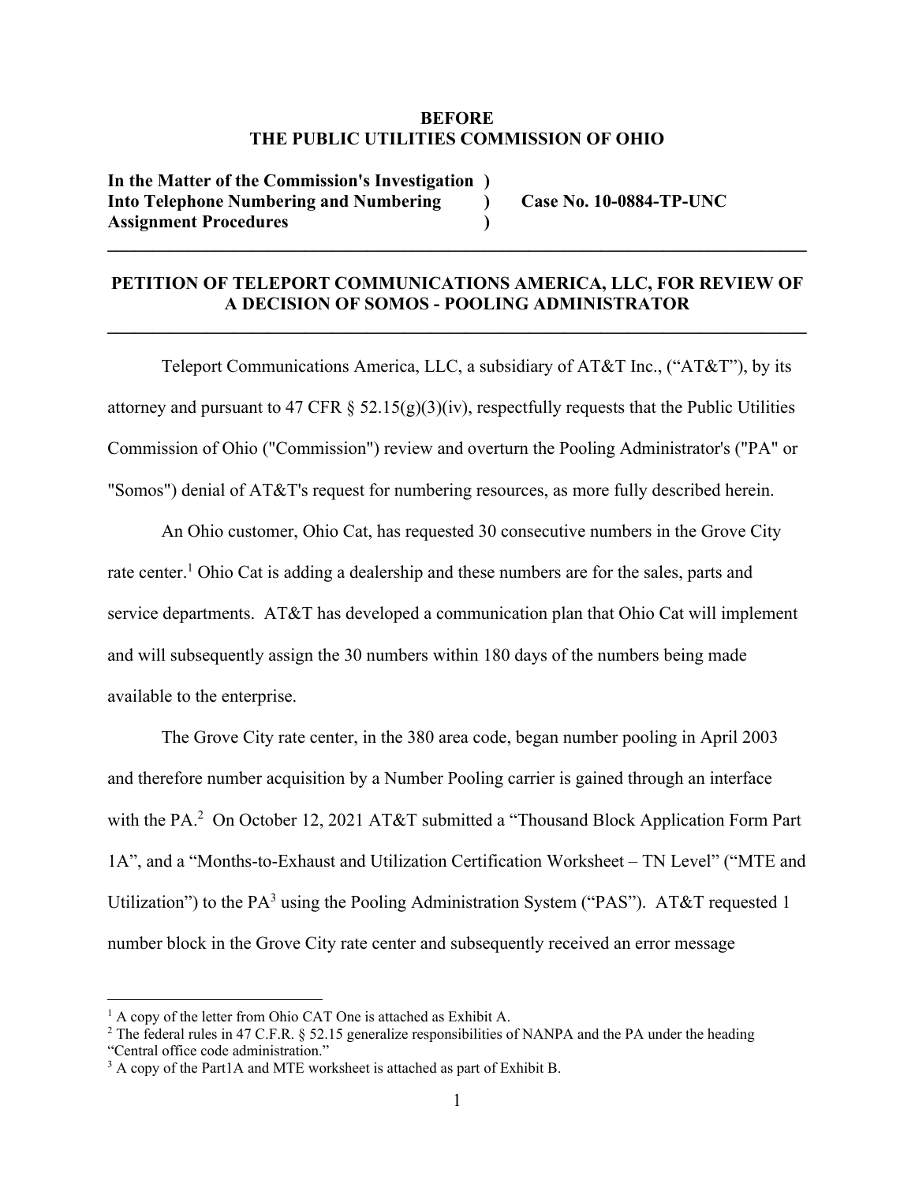**BEFORE**
**THE PUBLIC UTILITIES COMMISSION OF OHIO**

| | | |
|---|---|---|
| **In the Matter of the Commission's Investigation** | **)** | |
| **Into Telephone Numbering and Numbering** | **)** | **Case No. 10-0884-TP-UNC** |
| **Assignment Procedures** | **)** | |

---

## PETITION OF TELEPORT COMMUNICATIONS AMERICA, LLC, FOR REVIEW OF A DECISION OF SOMOS - POOLING ADMINISTRATOR

---

Teleport Communications America, LLC, a subsidiary of AT&T Inc., ("AT&T"), by its attorney and pursuant to 47 CFR § 52.15(g)(3)(iv), respectfully requests that the Public Utilities Commission of Ohio ("Commission") review and overturn the Pooling Administrator's ("PA" or "Somos") denial of AT&T's request for numbering resources, as more fully described herein.

An Ohio customer, Ohio Cat, has requested 30 consecutive numbers in the Grove City rate center.[1] Ohio Cat is adding a dealership and these numbers are for the sales, parts and service departments. AT&T has developed a communication plan that Ohio Cat will implement and will subsequently assign the 30 numbers within 180 days of the numbers being made available to the enterprise.

The Grove City rate center, in the 380 area code, began number pooling in April 2003 and therefore number acquisition by a Number Pooling carrier is gained through an interface with the PA.[2] On October 12, 2021 AT&T submitted a "Thousand Block Application Form Part 1A", and a "Months-to-Exhaust and Utilization Certification Worksheet – TN Level" ("MTE and Utilization") to the PA[3] using the Pooling Administration System ("PAS"). AT&T requested 1 number block in the Grove City rate center and subsequently received an error message

---

[1] A copy of the letter from Ohio CAT One is attached as Exhibit A.

[2] The federal rules in 47 C.F.R. § 52.15 generalize responsibilities of NANPA and the PA under the heading "Central office code administration."

[3] A copy of the Part1A and MTE worksheet is attached as part of Exhibit B.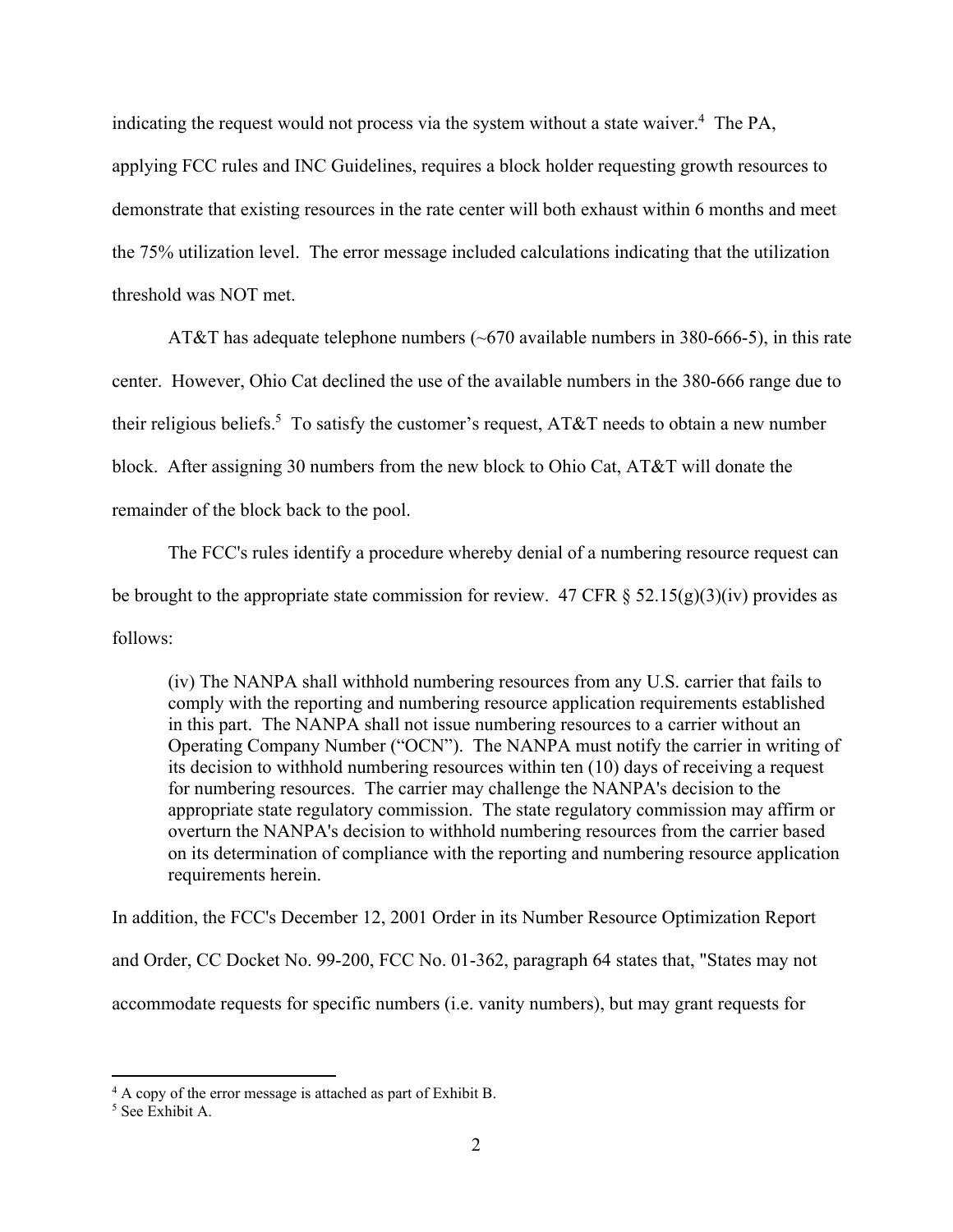indicating the request would not process via the system without a state waiver.[4] The PA, applying FCC rules and INC Guidelines, requires a block holder requesting growth resources to demonstrate that existing resources in the rate center will both exhaust within 6 months and meet the 75% utilization level. The error message included calculations indicating that the utilization threshold was NOT met.

AT&T has adequate telephone numbers (~670 available numbers in 380-666-5), in this rate center. However, Ohio Cat declined the use of the available numbers in the 380-666 range due to their religious beliefs.[5] To satisfy the customer's request, AT&T needs to obtain a new number block. After assigning 30 numbers from the new block to Ohio Cat, AT&T will donate the remainder of the block back to the pool.

The FCC's rules identify a procedure whereby denial of a numbering resource request can be brought to the appropriate state commission for review. 47 CFR § 52.15(g)(3)(iv) provides as follows:

> (iv) The NANPA shall withhold numbering resources from any U.S. carrier that fails to comply with the reporting and numbering resource application requirements established in this part. The NANPA shall not issue numbering resources to a carrier without an Operating Company Number ("OCN"). The NANPA must notify the carrier in writing of its decision to withhold numbering resources within ten (10) days of receiving a request for numbering resources. The carrier may challenge the NANPA's decision to the appropriate state regulatory commission. The state regulatory commission may affirm or overturn the NANPA's decision to withhold numbering resources from the carrier based on its determination of compliance with the reporting and numbering resource application requirements herein.

In addition, the FCC's December 12, 2001 Order in its Number Resource Optimization Report and Order, CC Docket No. 99-200, FCC No. 01-362, paragraph 64 states that, "States may not accommodate requests for specific numbers (i.e. vanity numbers), but may grant requests for

---

[4] A copy of the error message is attached as part of Exhibit B.

[5] See Exhibit A.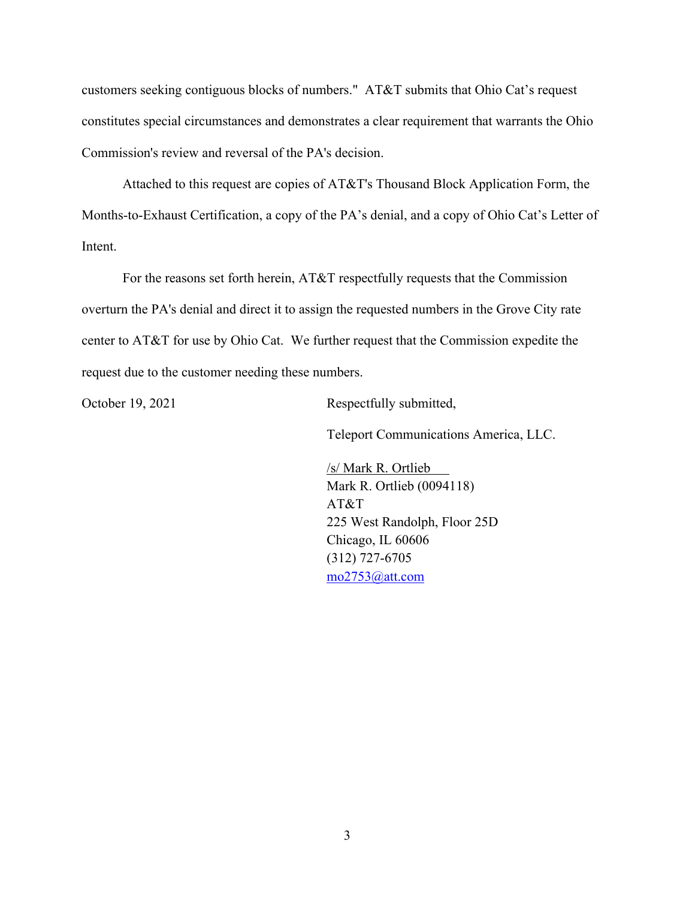customers seeking contiguous blocks of numbers." AT&T submits that Ohio Cat's request constitutes special circumstances and demonstrates a clear requirement that warrants the Ohio Commission's review and reversal of the PA's decision.

Attached to this request are copies of AT&T's Thousand Block Application Form, the Months-to-Exhaust Certification, a copy of the PA's denial, and a copy of Ohio Cat's Letter of Intent.

For the reasons set forth herein, AT&T respectfully requests that the Commission overturn the PA's denial and direct it to assign the requested numbers in the Grove City rate center to AT&T for use by Ohio Cat. We further request that the Commission expedite the request due to the customer needing these numbers.

October 19, 2021

Respectfully submitted,

Teleport Communications America, LLC.

/s/ Mark R. Ortlieb
Mark R. Ortlieb (0094118)
AT&T
225 West Randolph, Floor 25D
Chicago, IL 60606
(312) 727-6705
mo2753@att.com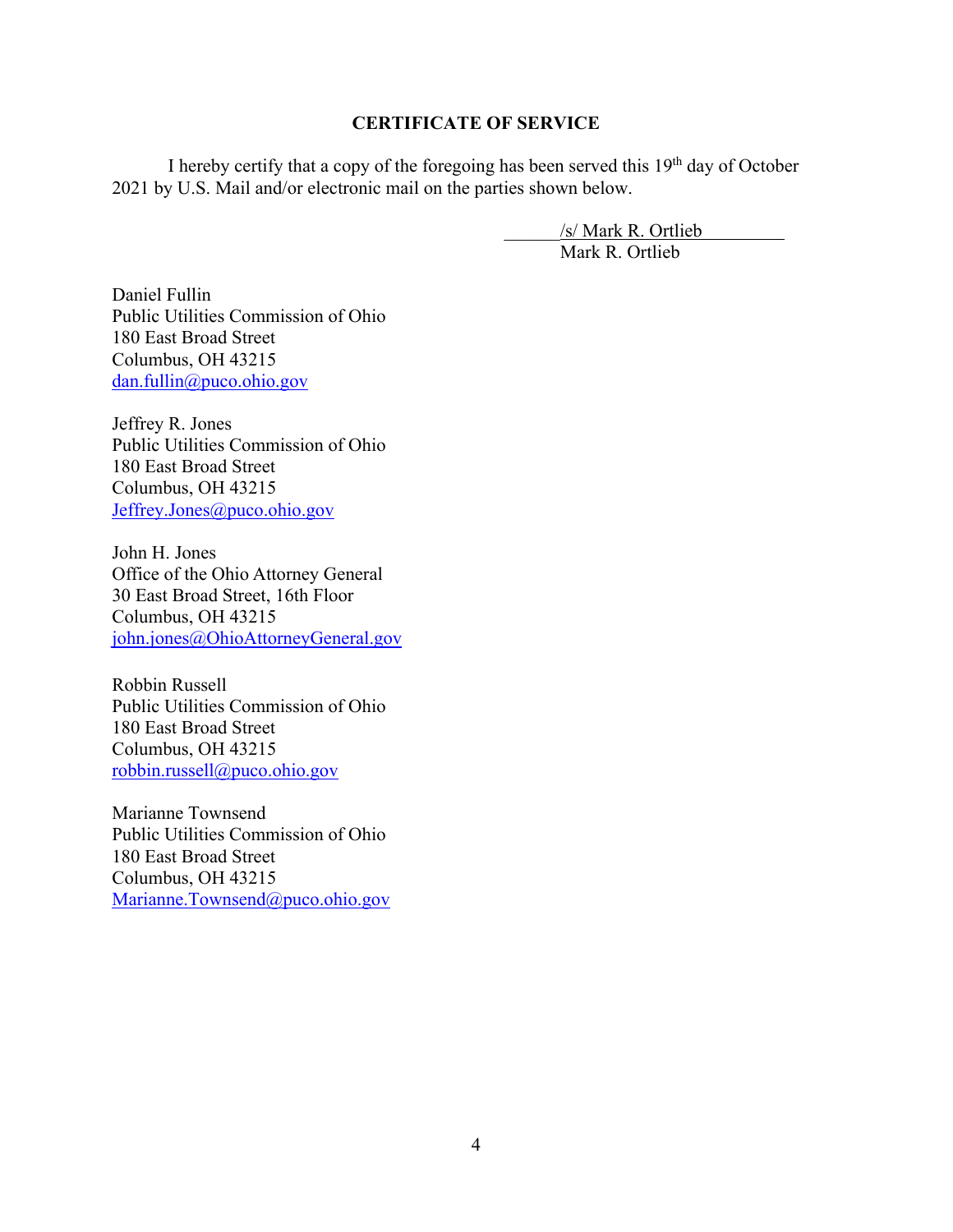**CERTIFICATE OF SERVICE**

I hereby certify that a copy of the foregoing has been served this 19th day of October 2021 by U.S. Mail and/or electronic mail on the parties shown below.

/s/ Mark R. Ortlieb
Mark R. Ortlieb

Daniel Fullin
Public Utilities Commission of Ohio
180 East Broad Street
Columbus, OH 43215
dan.fullin@puco.ohio.gov

Jeffrey R. Jones
Public Utilities Commission of Ohio
180 East Broad Street
Columbus, OH 43215
Jeffrey.Jones@puco.ohio.gov

John H. Jones
Office of the Ohio Attorney General
30 East Broad Street, 16th Floor
Columbus, OH 43215
john.jones@OhioAttorneyGeneral.gov

Robbin Russell
Public Utilities Commission of Ohio
180 East Broad Street
Columbus, OH 43215
robbin.russell@puco.ohio.gov

Marianne Townsend
Public Utilities Commission of Ohio
180 East Broad Street
Columbus, OH 43215
Marianne.Townsend@puco.ohio.gov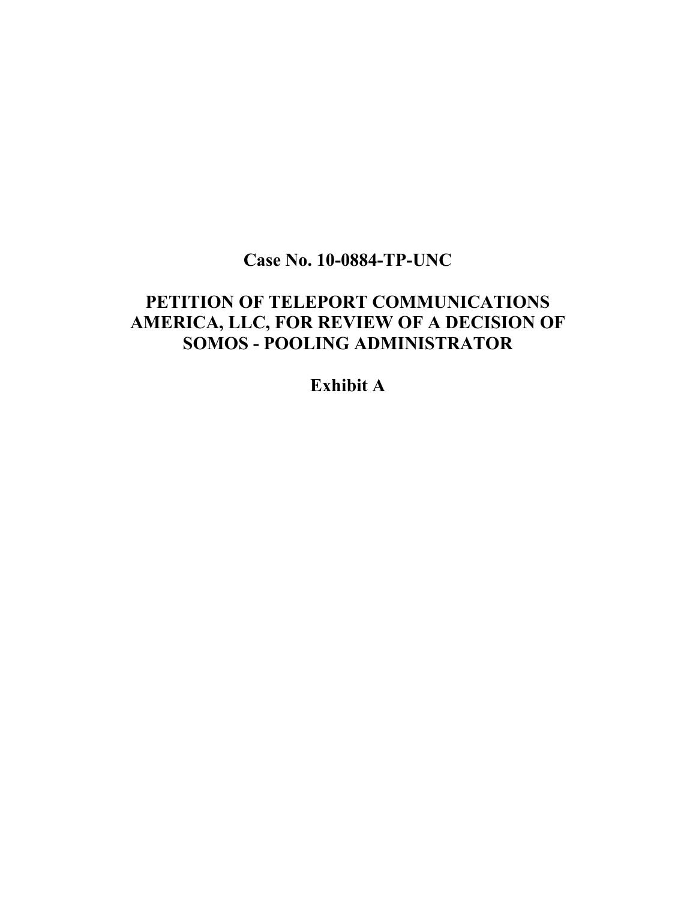**Case No. 10-0884-TP-UNC**

**PETITION OF TELEPORT COMMUNICATIONS AMERICA, LLC, FOR REVIEW OF A DECISION OF SOMOS - POOLING ADMINISTRATOR**

**Exhibit A**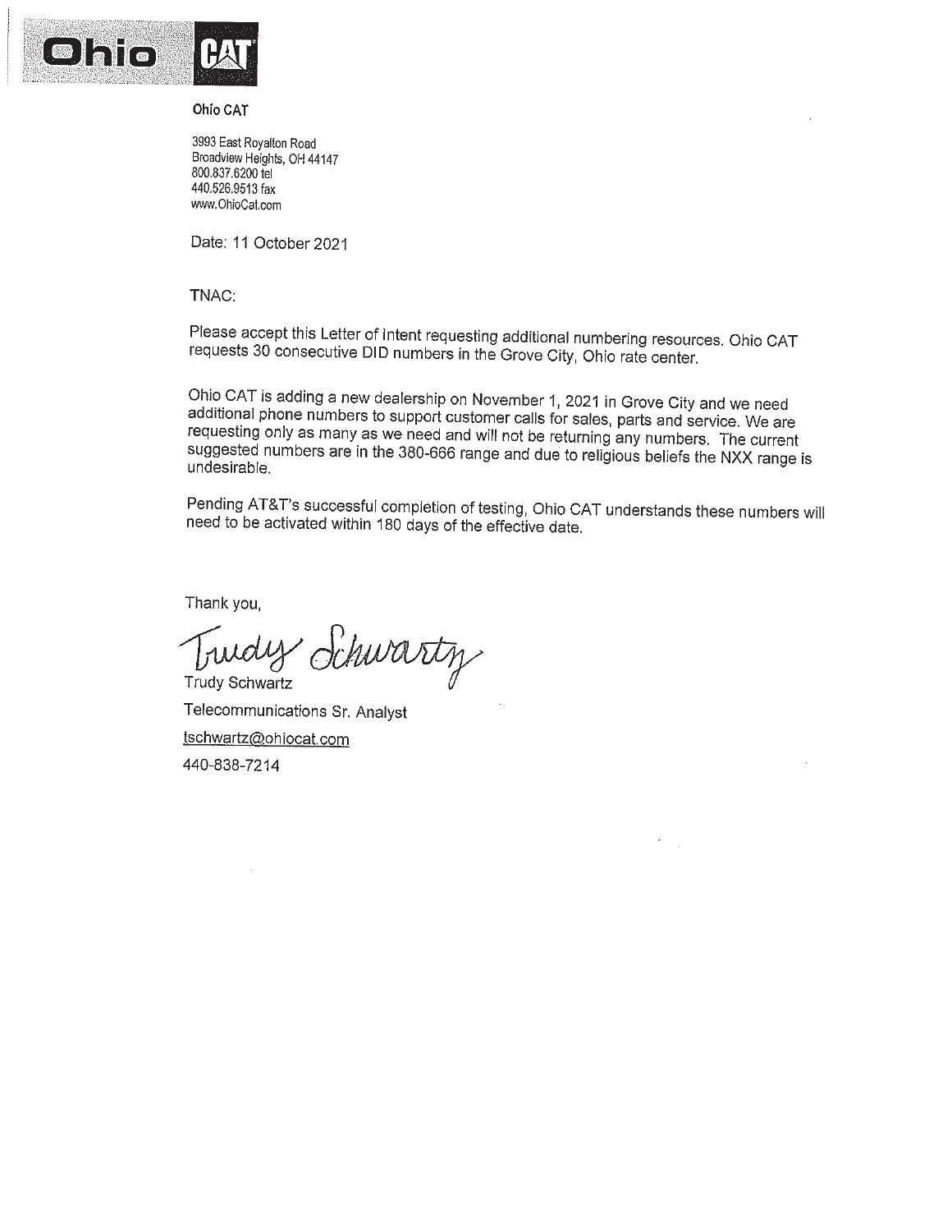Ohio CAT

**Ohio CAT**

3993 East Royalton Road
Broadview Heights, OH 44147
800.837.6200 tel
440.526.9513 fax
www.OhioCat.com

Date: 11 October 2021

TNAC:

Please accept this Letter of Intent requesting additional numbering resources. Ohio CAT requests 30 consecutive DID numbers in the Grove City, Ohio rate center.

Ohio CAT is adding a new dealership on November 1, 2021 in Grove City and we need additional phone numbers to support customer calls for sales, parts and service. We are requesting only as many as we need and will not be returning any numbers. The current suggested numbers are in the 380-666 range and due to religious beliefs the NXX range is undesirable.

Pending AT&T's successful completion of testing, Ohio CAT understands these numbers will need to be activated within 180 days of the effective date.

Thank you,

Trudy Schwartz

Trudy Schwartz
Telecommunications Sr. Analyst
tschwartz@ohiocat.com
440-838-7214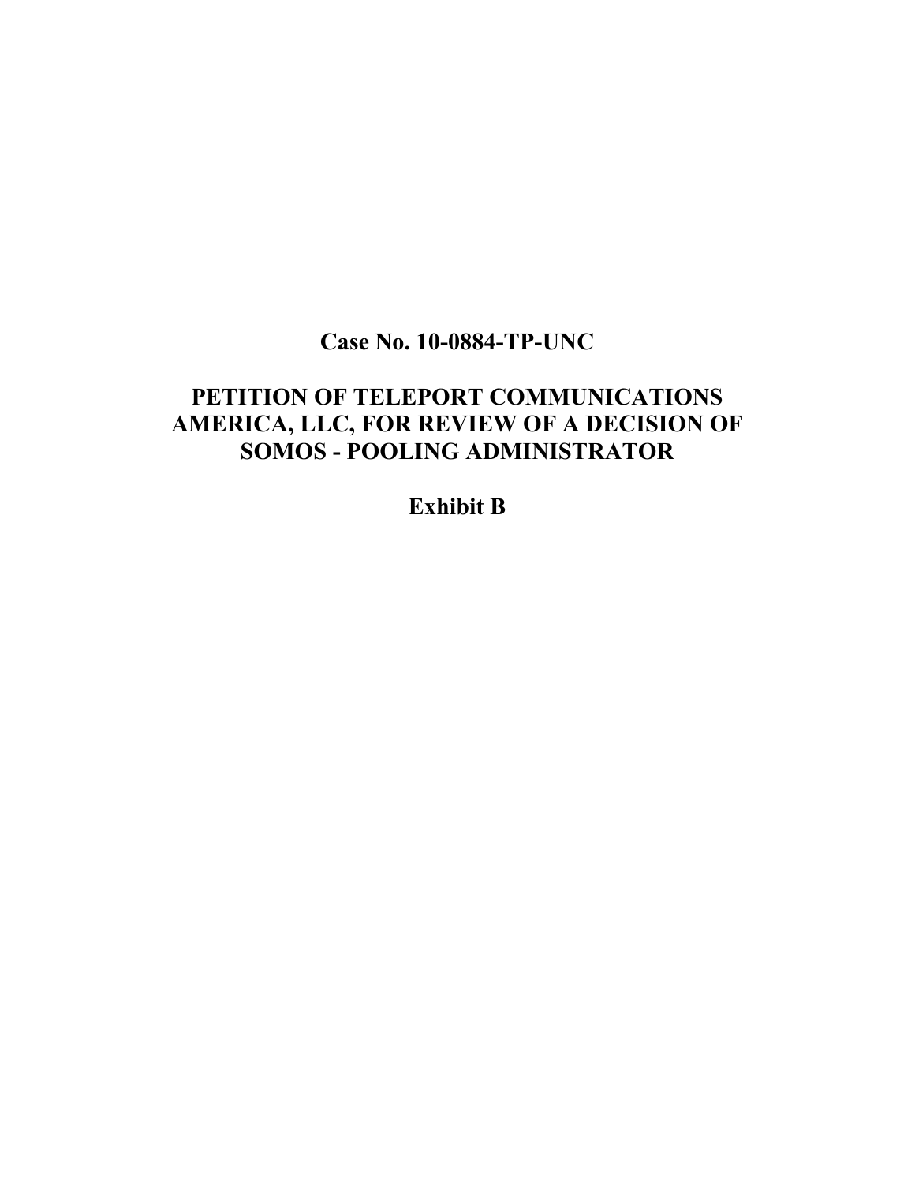**Case No. 10-0884-TP-UNC**

**PETITION OF TELEPORT COMMUNICATIONS AMERICA, LLC, FOR REVIEW OF A DECISION OF SOMOS - POOLING ADMINISTRATOR**

**Exhibit B**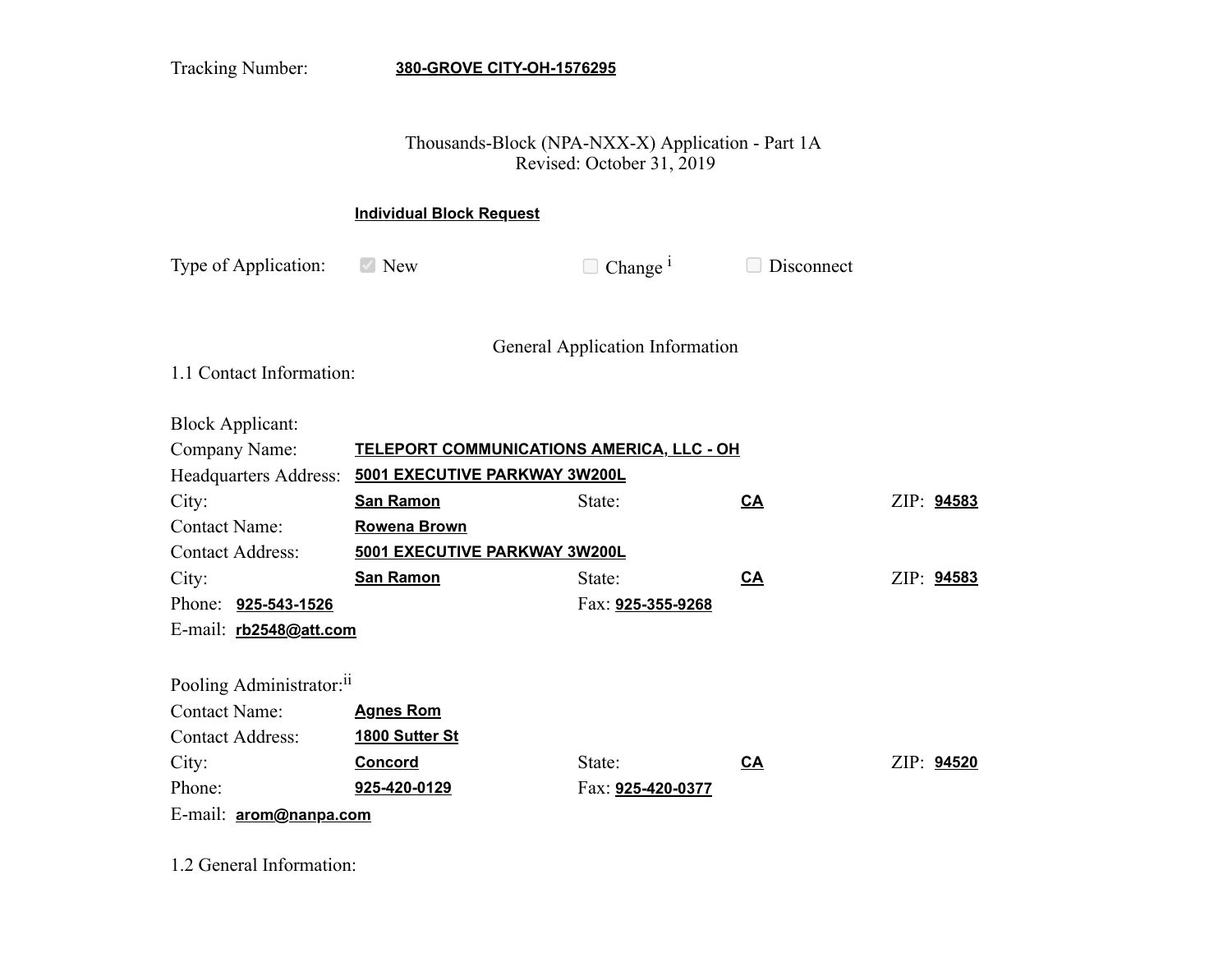Tracking Number: **380-GROVE CITY-OH-1576295**

Thousands-Block (NPA-NXX-X) Application - Part 1A
Revised: October 31, 2019

**Individual Block Request**

Type of Application: ☑ New ☐ Change [i] ☐ Disconnect

General Application Information

1.1 Contact Information:

Block Applicant:

Company Name: **TELEPORT COMMUNICATIONS AMERICA, LLC - OH**
Headquarters Address: **5001 EXECUTIVE PARKWAY 3W200L**
City: **San Ramon** State: **CA** ZIP: **94583**
Contact Name: **Rowena Brown**
Contact Address: **5001 EXECUTIVE PARKWAY 3W200L**
City: **San Ramon** State: **CA** ZIP: **94583**
Phone: **925-543-1526** Fax: **925-355-9268**
E-mail: **rb2548@att.com**

Pooling Administrator:[ii]

Contact Name: **Agnes Rom**
Contact Address: **1800 Sutter St**
City: **Concord** State: **CA** ZIP: **94520**
Phone: **925-420-0129** Fax: **925-420-0377**
E-mail: **arom@nanpa.com**

1.2 General Information: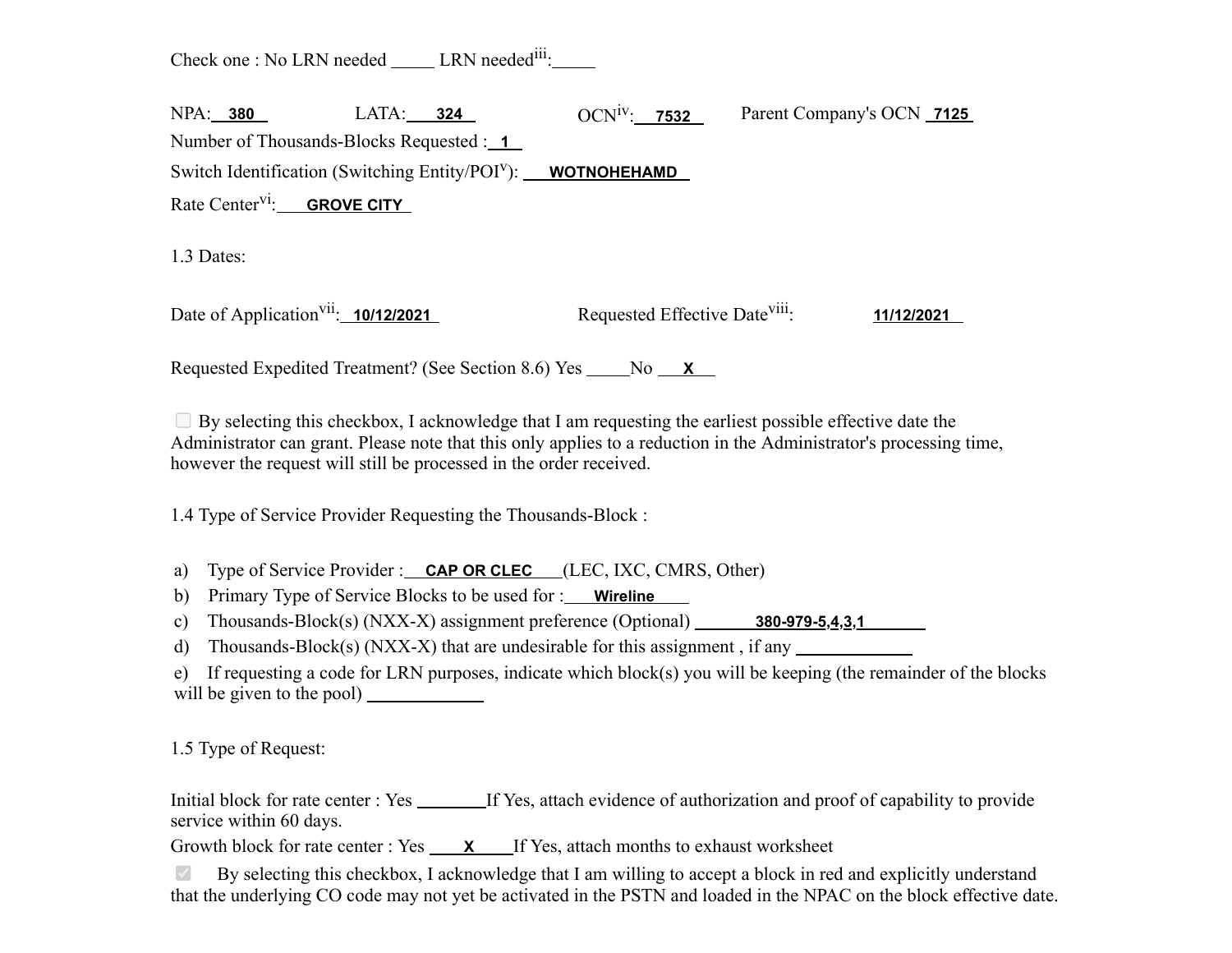Check one : No LRN needed _____ LRN needed[iii]:_____

NPA: 380 LATA: 324 OCN[iv]: 7532 Parent Company's OCN 7125

Number of Thousands-Blocks Requested : 1

Switch Identification (Switching Entity/POI[v]): WOTNOHEHAMD

Rate Center[vi]: GROVE CITY

1.3 Dates:

Date of Application[vii]: 10/12/2021 Requested Effective Date[viii]: 11/12/2021

Requested Expedited Treatment? (See Section 8.6) Yes _____No X

☐ By selecting this checkbox, I acknowledge that I am requesting the earliest possible effective date the Administrator can grant. Please note that this only applies to a reduction in the Administrator's processing time, however the request will still be processed in the order received.

1.4 Type of Service Provider Requesting the Thousands-Block :

a) Type of Service Provider : CAP OR CLEC (LEC, IXC, CMRS, Other)
b) Primary Type of Service Blocks to be used for : Wireline
c) Thousands-Block(s) (NXX-X) assignment preference (Optional) 380-979-5,4,3,1
d) Thousands-Block(s) (NXX-X) that are undesirable for this assignment , if any _____________
e) If requesting a code for LRN purposes, indicate which block(s) you will be keeping (the remainder of the blocks will be given to the pool) _____________

1.5 Type of Request:

Initial block for rate center : Yes ________If Yes, attach evidence of authorization and proof of capability to provide service within 60 days.

Growth block for rate center : Yes X If Yes, attach months to exhaust worksheet

☑ By selecting this checkbox, I acknowledge that I am willing to accept a block in red and explicitly understand that the underlying CO code may not yet be activated in the PSTN and loaded in the NPAC on the block effective date.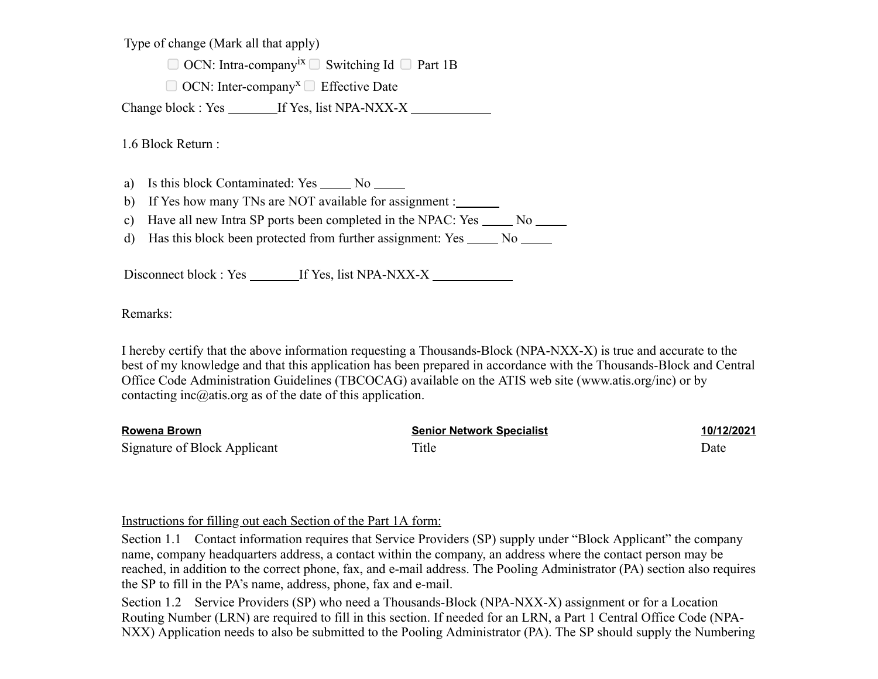Type of change (Mark all that apply)

☐ OCN: Intra-company[ix] ☐ Switching Id ☐ Part 1B

☐ OCN: Inter-company[x] ☐ Effective Date

Change block : Yes _______If Yes, list NPA-NXX-X ____________

1.6 Block Return :

a) Is this block Contaminated: Yes _____ No _____
b) If Yes how many TNs are NOT available for assignment :_______
c) Have all new Intra SP ports been completed in the NPAC: Yes _____ No _____
d) Has this block been protected from further assignment: Yes _____ No _____

Disconnect block : Yes _______If Yes, list NPA-NXX-X ____________

Remarks:

I hereby certify that the above information requesting a Thousands-Block (NPA-NXX-X) is true and accurate to the best of my knowledge and that this application has been prepared in accordance with the Thousands-Block and Central Office Code Administration Guidelines (TBCOCAG) available on the ATIS web site (www.atis.org/inc) or by contacting inc@atis.org as of the date of this application.

| **Rowena Brown** | **Senior Network Specialist** | **10/12/2021** |
|---|---|---|
| Signature of Block Applicant | Title | Date |

Instructions for filling out each Section of the Part 1A form:

Section 1.1 Contact information requires that Service Providers (SP) supply under "Block Applicant" the company name, company headquarters address, a contact within the company, an address where the contact person may be reached, in addition to the correct phone, fax, and e-mail address. The Pooling Administrator (PA) section also requires the SP to fill in the PA's name, address, phone, fax and e-mail.

Section 1.2 Service Providers (SP) who need a Thousands-Block (NPA-NXX-X) assignment or for a Location Routing Number (LRN) are required to fill in this section. If needed for an LRN, a Part 1 Central Office Code (NPA-NXX) Application needs to also be submitted to the Pooling Administrator (PA). The SP should supply the Numbering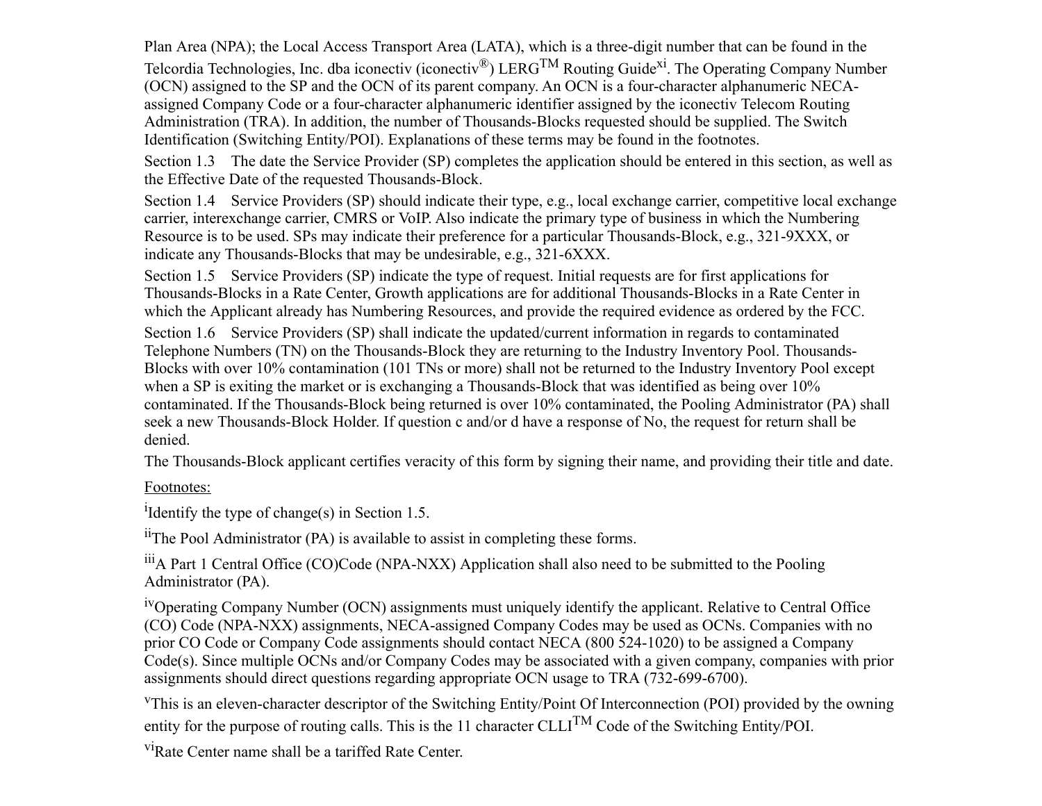Plan Area (NPA); the Local Access Transport Area (LATA), which is a three-digit number that can be found in the Telcordia Technologies, Inc. dba iconectiv (iconectiv®) LERG™ Routing Guide[xi]. The Operating Company Number (OCN) assigned to the SP and the OCN of its parent company. An OCN is a four-character alphanumeric NECA-assigned Company Code or a four-character alphanumeric identifier assigned by the iconectiv Telecom Routing Administration (TRA). In addition, the number of Thousands-Blocks requested should be supplied. The Switch Identification (Switching Entity/POI). Explanations of these terms may be found in the footnotes.

Section 1.3 The date the Service Provider (SP) completes the application should be entered in this section, as well as the Effective Date of the requested Thousands-Block.

Section 1.4 Service Providers (SP) should indicate their type, e.g., local exchange carrier, competitive local exchange carrier, interexchange carrier, CMRS or VoIP. Also indicate the primary type of business in which the Numbering Resource is to be used. SPs may indicate their preference for a particular Thousands-Block, e.g., 321-9XXX, or indicate any Thousands-Blocks that may be undesirable, e.g., 321-6XXX.

Section 1.5 Service Providers (SP) indicate the type of request. Initial requests are for first applications for Thousands-Blocks in a Rate Center, Growth applications are for additional Thousands-Blocks in a Rate Center in which the Applicant already has Numbering Resources, and provide the required evidence as ordered by the FCC.

Section 1.6 Service Providers (SP) shall indicate the updated/current information in regards to contaminated Telephone Numbers (TN) on the Thousands-Block they are returning to the Industry Inventory Pool. Thousands-Blocks with over 10% contamination (101 TNs or more) shall not be returned to the Industry Inventory Pool except when a SP is exiting the market or is exchanging a Thousands-Block that was identified as being over 10% contaminated. If the Thousands-Block being returned is over 10% contaminated, the Pooling Administrator (PA) shall seek a new Thousands-Block Holder. If question c and/or d have a response of No, the request for return shall be denied.

The Thousands-Block applicant certifies veracity of this form by signing their name, and providing their title and date.

Footnotes:

[i]Identify the type of change(s) in Section 1.5.

[ii]The Pool Administrator (PA) is available to assist in completing these forms.

[iii]A Part 1 Central Office (CO)Code (NPA-NXX) Application shall also need to be submitted to the Pooling Administrator (PA).

[iv]Operating Company Number (OCN) assignments must uniquely identify the applicant. Relative to Central Office (CO) Code (NPA-NXX) assignments, NECA-assigned Company Codes may be used as OCNs. Companies with no prior CO Code or Company Code assignments should contact NECA (800 524-1020) to be assigned a Company Code(s). Since multiple OCNs and/or Company Codes may be associated with a given company, companies with prior assignments should direct questions regarding appropriate OCN usage to TRA (732-699-6700).

[v]This is an eleven-character descriptor of the Switching Entity/Point Of Interconnection (POI) provided by the owning entity for the purpose of routing calls. This is the 11 character CLLI™ Code of the Switching Entity/POI.

[vi]Rate Center name shall be a tariffed Rate Center.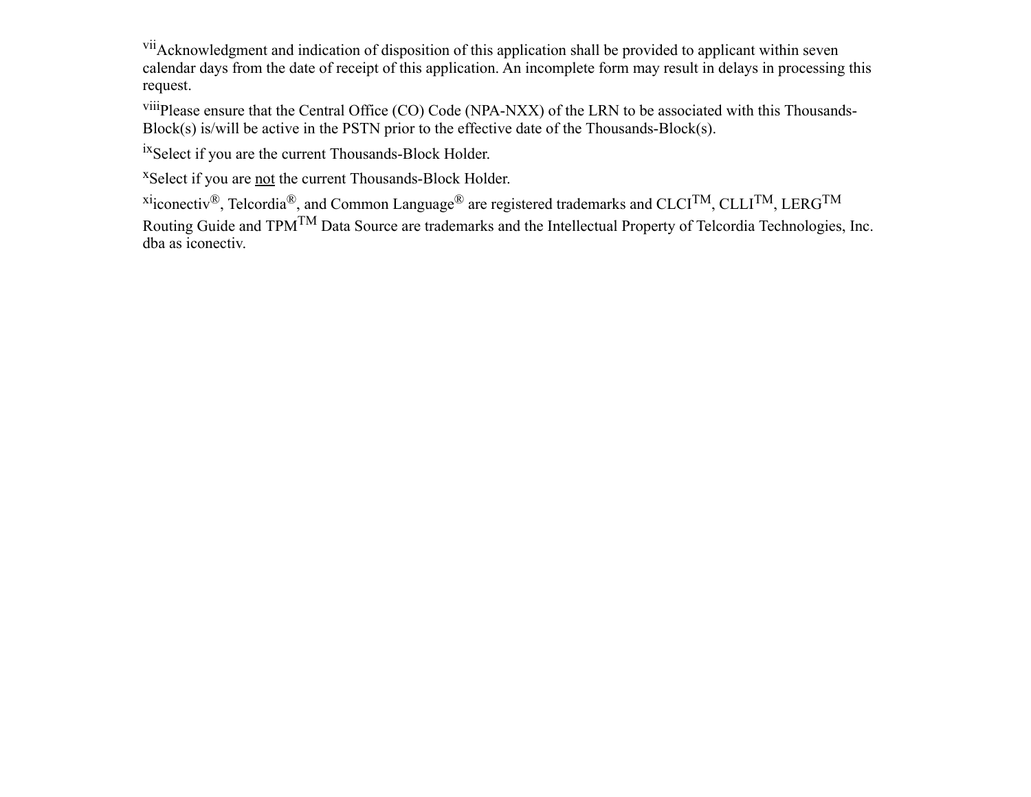[vii]Acknowledgment and indication of disposition of this application shall be provided to applicant within seven calendar days from the date of receipt of this application. An incomplete form may result in delays in processing this request.

[viii]Please ensure that the Central Office (CO) Code (NPA-NXX) of the LRN to be associated with this Thousands-Block(s) is/will be active in the PSTN prior to the effective date of the Thousands-Block(s).

[ix]Select if you are the current Thousands-Block Holder.

[x]Select if you are <u>not</u> the current Thousands-Block Holder.

[xi]iconectiv®, Telcordia®, and Common Language® are registered trademarks and CLCI™, CLLI™, LERG™ Routing Guide and TPM™ Data Source are trademarks and the Intellectual Property of Telcordia Technologies, Inc. dba as iconectiv.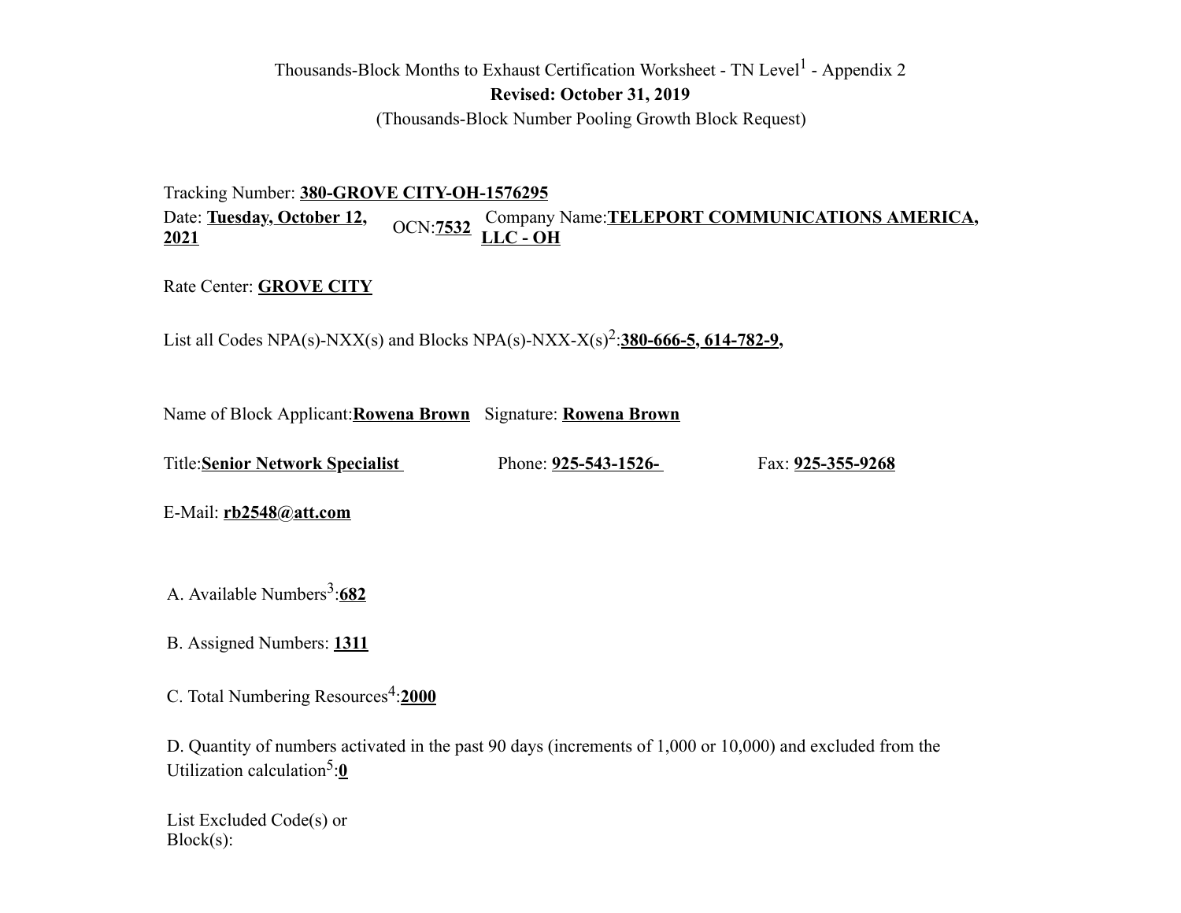Thousands-Block Months to Exhaust Certification Worksheet - TN Level[1] - Appendix 2

**Revised: October 31, 2019**

(Thousands-Block Number Pooling Growth Block Request)

Tracking Number: **380-GROVE CITY-OH-1576295**

Date: **Tuesday, October 12, 2021** OCN:**7532** Company Name:**TELEPORT COMMUNICATIONS AMERICA, LLC - OH**

Rate Center: **GROVE CITY**

List all Codes NPA(s)-NXX(s) and Blocks NPA(s)-NXX-X(s)[2]:**380-666-5, 614-782-9,**

Name of Block Applicant:**Rowena Brown** Signature: **Rowena Brown**

Title:**Senior Network Specialist** Phone: **925-543-1526-** Fax: **925-355-9268**

E-Mail: **rb2548@att.com**

A. Available Numbers[3]:**682**

B. Assigned Numbers: **1311**

C. Total Numbering Resources[4]:**2000**

D. Quantity of numbers activated in the past 90 days (increments of 1,000 or 10,000) and excluded from the Utilization calculation[5]:**0**

List Excluded Code(s) or Block(s):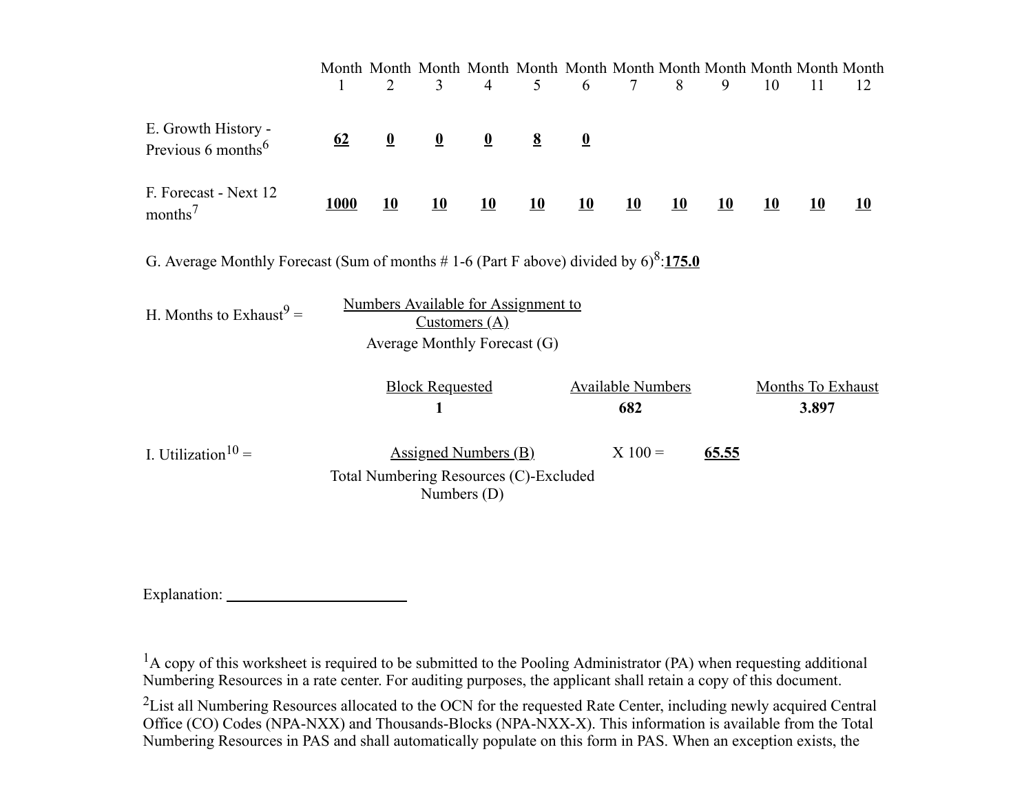| | Month 1 | Month 2 | Month 3 | Month 4 | Month 5 | Month 6 | Month 7 | Month 8 | Month 9 | Month 10 | Month 11 | Month 12 |
|---|---|---|---|---|---|---|---|---|---|---|---|---|
| E. Growth History - Previous 6 months[6] | **62** | **0** | **0** | **0** | **8** | **0** | | | | | | |
| F. Forecast - Next 12 months[7] | **1000** | **10** | **10** | **10** | **10** | **10** | **10** | **10** | **10** | **10** | **10** | **10** |

G. Average Monthly Forecast (Sum of months # 1-6 (Part F above) divided by 6)[8]:**175.0**

H. Months to Exhaust[9] = 

$$\frac{\text{Numbers Available for Assignment to Customers (A)}}{\text{Average Monthly Forecast (G)}}$$

| Block Requested | Available Numbers | Months To Exhaust |
|---|---|---|
| **1** | **682** | **3.897** |

I. Utilization[10] = 

$$\frac{\text{Assigned Numbers (B)}}{\text{Total Numbering Resources (C)-Excluded Numbers (D)}} \text{ X 100 = } \mathbf{65.55}$$

Explanation: ________________________

[1]A copy of this worksheet is required to be submitted to the Pooling Administrator (PA) when requesting additional Numbering Resources in a rate center. For auditing purposes, the applicant shall retain a copy of this document.

[2]List all Numbering Resources allocated to the OCN for the requested Rate Center, including newly acquired Central Office (CO) Codes (NPA-NXX) and Thousands-Blocks (NPA-NXX-X). This information is available from the Total Numbering Resources in PAS and shall automatically populate on this form in PAS. When an exception exists, the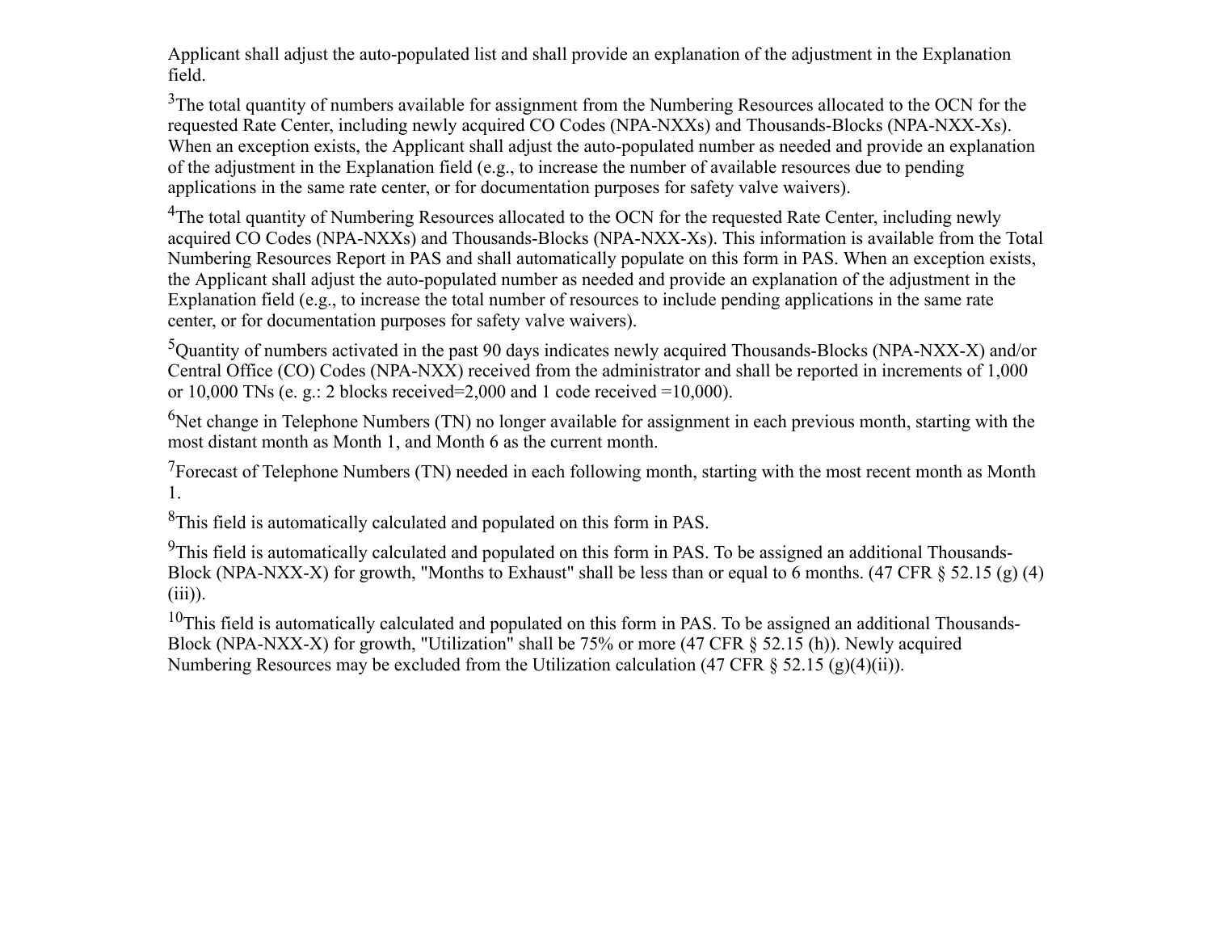Applicant shall adjust the auto-populated list and shall provide an explanation of the adjustment in the Explanation field.

[3]The total quantity of numbers available for assignment from the Numbering Resources allocated to the OCN for the requested Rate Center, including newly acquired CO Codes (NPA-NXXs) and Thousands-Blocks (NPA-NXX-Xs). When an exception exists, the Applicant shall adjust the auto-populated number as needed and provide an explanation of the adjustment in the Explanation field (e.g., to increase the number of available resources due to pending applications in the same rate center, or for documentation purposes for safety valve waivers).

[4]The total quantity of Numbering Resources allocated to the OCN for the requested Rate Center, including newly acquired CO Codes (NPA-NXXs) and Thousands-Blocks (NPA-NXX-Xs). This information is available from the Total Numbering Resources Report in PAS and shall automatically populate on this form in PAS. When an exception exists, the Applicant shall adjust the auto-populated number as needed and provide an explanation of the adjustment in the Explanation field (e.g., to increase the total number of resources to include pending applications in the same rate center, or for documentation purposes for safety valve waivers).

[5]Quantity of numbers activated in the past 90 days indicates newly acquired Thousands-Blocks (NPA-NXX-X) and/or Central Office (CO) Codes (NPA-NXX) received from the administrator and shall be reported in increments of 1,000 or 10,000 TNs (e. g.: 2 blocks received=2,000 and 1 code received =10,000).

[6]Net change in Telephone Numbers (TN) no longer available for assignment in each previous month, starting with the most distant month as Month 1, and Month 6 as the current month.

[7]Forecast of Telephone Numbers (TN) needed in each following month, starting with the most recent month as Month 1.

[8]This field is automatically calculated and populated on this form in PAS.

[9]This field is automatically calculated and populated on this form in PAS. To be assigned an additional Thousands-Block (NPA-NXX-X) for growth, "Months to Exhaust" shall be less than or equal to 6 months. (47 CFR § 52.15 (g) (4)(iii)).

[10]This field is automatically calculated and populated on this form in PAS. To be assigned an additional Thousands-Block (NPA-NXX-X) for growth, "Utilization" shall be 75% or more (47 CFR § 52.15 (h)). Newly acquired Numbering Resources may be excluded from the Utilization calculation (47 CFR § 52.15 (g)(4)(ii)).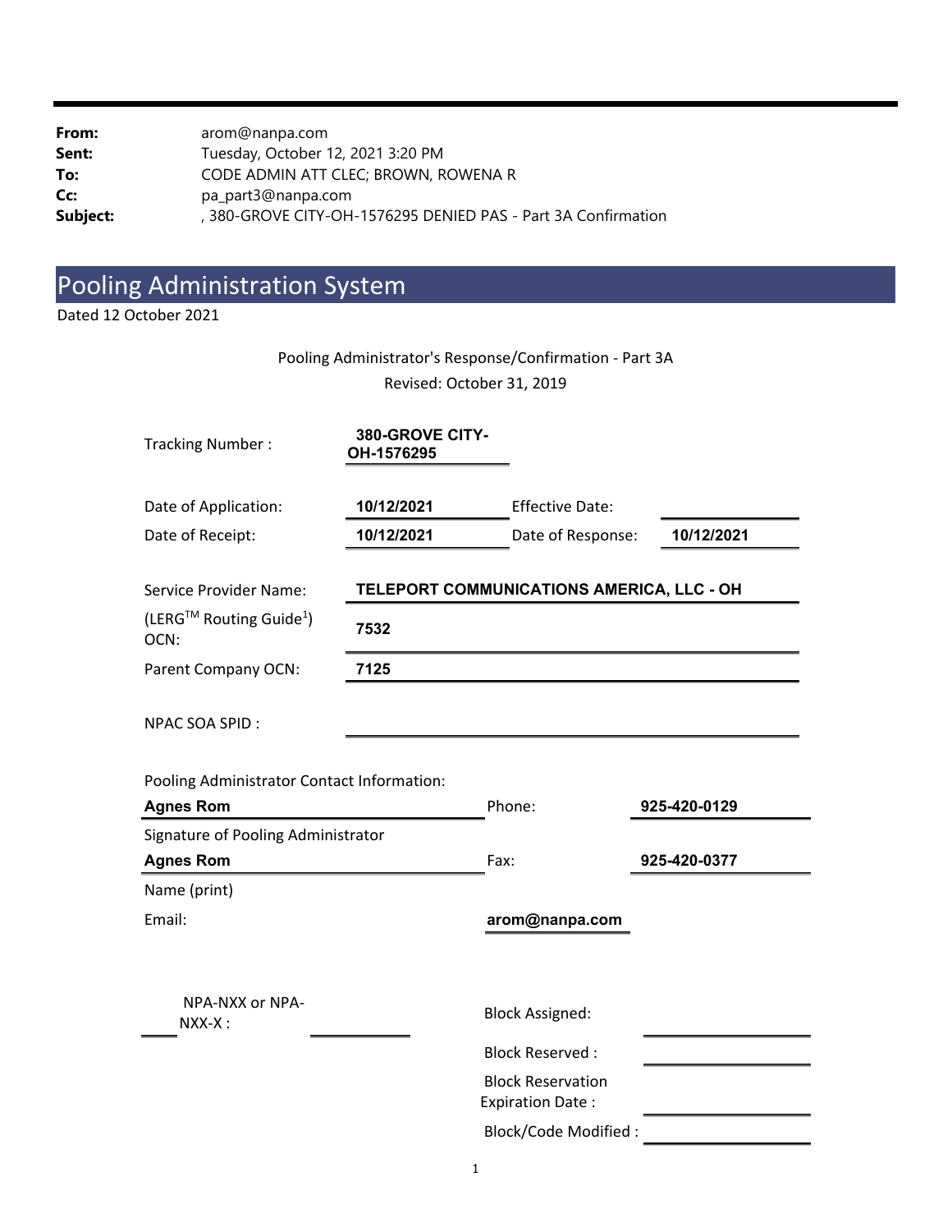**From:** arom@nanpa.com
**Sent:** Tuesday, October 12, 2021 3:20 PM
**To:** CODE ADMIN ATT CLEC; BROWN, ROWENA R
**Cc:** pa_part3@nanpa.com
**Subject:** , 380-GROVE CITY-OH-1576295 DENIED PAS - Part 3A Confirmation

# Pooling Administration System

Dated 12 October 2021

Pooling Administrator's Response/Confirmation - Part 3A

Revised: October 31, 2019

Tracking Number : **380-GROVE CITY-OH-1576295**

Date of Application: **10/12/2021** Effective Date:

Date of Receipt: **10/12/2021** Date of Response: **10/12/2021**

Service Provider Name: **TELEPORT COMMUNICATIONS AMERICA, LLC - OH**

(LERG[TM] Routing Guide[1]) OCN: **7532**

Parent Company OCN: **7125**

NPAC SOA SPID :

Pooling Administrator Contact Information:

**Agnes Rom** Phone: **925-420-0129**

Signature of Pooling Administrator

**Agnes Rom** Fax: **925-420-0377**

Name (print)

Email: **arom@nanpa.com**

NPA-NXX or NPA-NXX-X :

Block Assigned:

Block Reserved :

Block Reservation Expiration Date :

Block/Code Modified :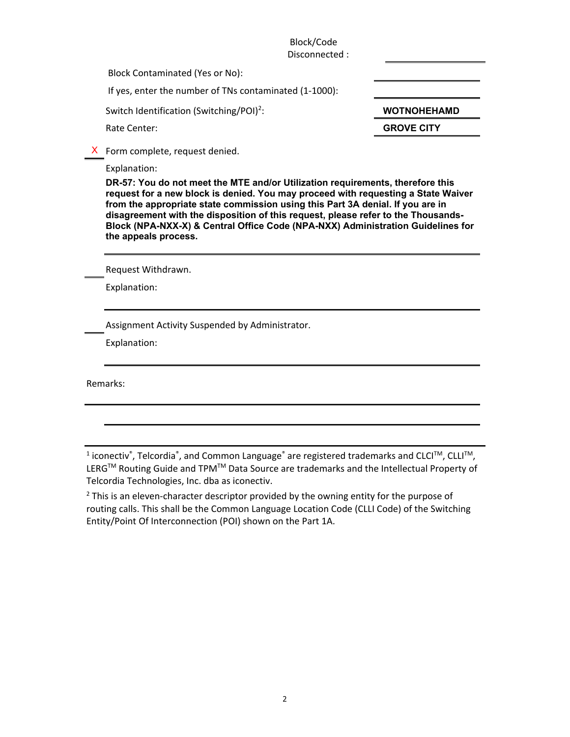Block/Code Disconnected : \_\_\_\_\_\_\_\_\_\_

Block Contaminated (Yes or No): \_\_\_\_\_\_\_\_\_\_

If yes, enter the number of TNs contaminated (1-1000): \_\_\_\_\_\_\_\_\_\_

Switch Identification (Switching/POI)[2]: **WOTNOHEHAMD**

Rate Center: **GROVE CITY**

X Form complete, request denied.

Explanation:

**DR-57: You do not meet the MTE and/or Utilization requirements, therefore this request for a new block is denied. You may proceed with requesting a State Waiver from the appropriate state commission using this Part 3A denial. If you are in disagreement with the disposition of this request, please refer to the Thousands-Block (NPA-NXX-X) & Central Office Code (NPA-NXX) Administration Guidelines for the appeals process.**

\_\_\_\_ Request Withdrawn.

Explanation:

\_\_\_\_ Assignment Activity Suspended by Administrator.

Explanation:

Remarks:

---

[1] iconectiv®, Telcordia®, and Common Language® are registered trademarks and CLCI™, CLLI™, LERG™ Routing Guide and TPM™ Data Source are trademarks and the Intellectual Property of Telcordia Technologies, Inc. dba as iconectiv.

[2] This is an eleven-character descriptor provided by the owning entity for the purpose of routing calls. This shall be the Common Language Location Code (CLLI Code) of the Switching Entity/Point Of Interconnection (POI) shown on the Part 1A.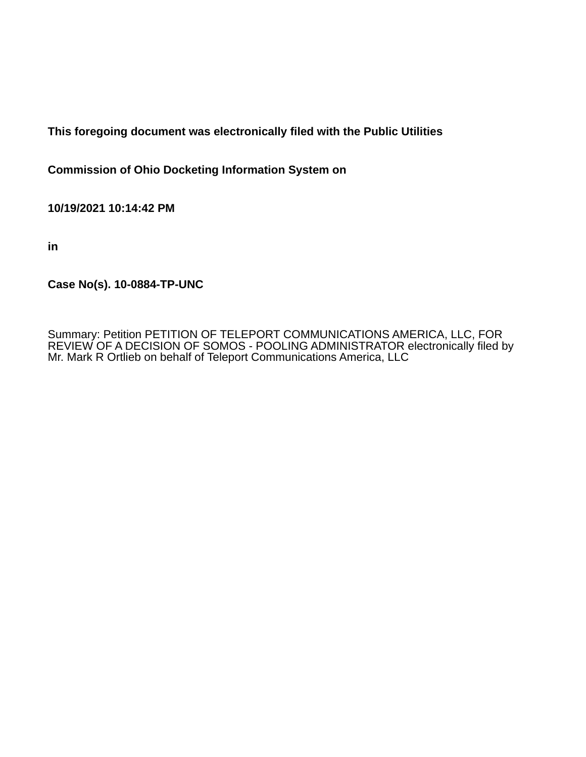**This foregoing document was electronically filed with the Public Utilities**

**Commission of Ohio Docketing Information System on**

**10/19/2021 10:14:42 PM**

**in**

**Case No(s). 10-0884-TP-UNC**

Summary: Petition PETITION OF TELEPORT COMMUNICATIONS AMERICA, LLC, FOR REVIEW OF A DECISION OF SOMOS - POOLING ADMINISTRATOR electronically filed by Mr. Mark R Ortlieb on behalf of Teleport Communications America, LLC